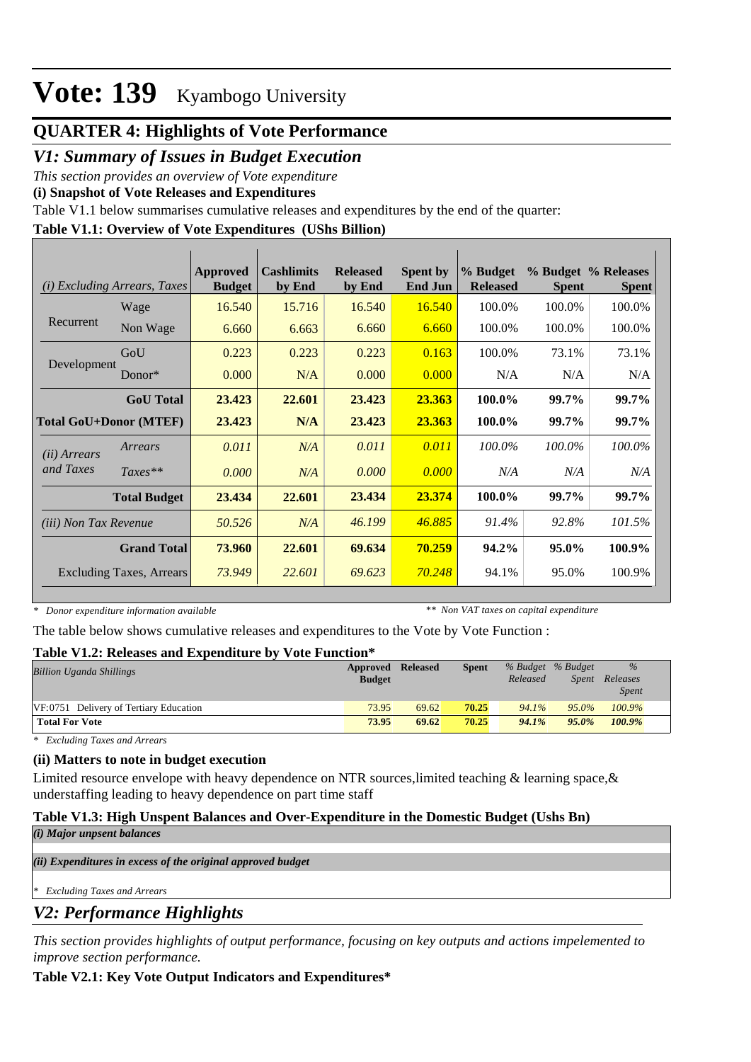# Vote: 139 Kyambogo University

## QUARTER 4: Highlights of Vote Performance

## *V1: Summary of Issues in Budget Execution*

*This section provides an overview of Vote expenditure*

**(i) Snapshot of Vote Releases and Expenditures**

Table V1.1 below summarises cumulative releases and expenditures by the end of the quarter:

**Table V1.1: Overview of Vote Expenditures (UShs Billion)**

| *(i) Excluding Arrears, Taxes* | | Approved Budget | Cashlimits by End | Released by End | Spent by End Jun | % Budget Released | % Budget Spent | % Releases Spent |
|---|---|---|---|---|---|---|---|---|
| Recurrent | Wage | 16.540 | 15.716 | 16.540 | 16.540 | 100.0% | 100.0% | 100.0% |
| | Non Wage | 6.660 | 6.663 | 6.660 | 6.660 | 100.0% | 100.0% | 100.0% |
| Development | GoU | 0.223 | 0.223 | 0.223 | 0.163 | 100.0% | 73.1% | 73.1% |
| | Donor* | 0.000 | N/A | 0.000 | 0.000 | N/A | N/A | N/A |
| | **GoU Total** | **23.423** | **22.601** | **23.423** | **23.363** | **100.0%** | **99.7%** | **99.7%** |
| **Total GoU+Donor (MTEF)** | | **23.423** | **N/A** | **23.423** | **23.363** | **100.0%** | **99.7%** | **99.7%** |
| *(ii) Arrears and Taxes* | *Arrears* | *0.011* | *N/A* | *0.011* | *0.011* | *100.0%* | *100.0%* | *100.0%* |
| | *Taxes*** | *0.000* | *N/A* | *0.000* | *0.000* | *N/A* | *N/A* | *N/A* |
| | **Total Budget** | **23.434** | **22.601** | **23.434** | **23.374** | **100.0%** | **99.7%** | **99.7%** |
| *(iii) Non Tax Revenue* | | *50.526* | *N/A* | *46.199* | *46.885* | *91.4%* | *92.8%* | *101.5%* |
| | **Grand Total** | **73.960** | **22.601** | **69.634** | **70.259** | **94.2%** | **95.0%** | **100.9%** |
| Excluding Taxes, Arrears | | *73.949* | *22.601* | *69.623* | *70.248* | 94.1% | 95.0% | 100.9% |

*\* Donor expenditure information available* *\*\* Non VAT taxes on capital expenditure*

The table below shows cumulative releases and expenditures to the Vote by Vote Function :

**Table V1.2: Releases and Expenditure by Vote Function***

| *Billion Uganda Shillings* | Approved Budget | Released | Spent | *% Budget Released* | *% Budget Spent* | *% Releases Spent* |
|---|---|---|---|---|---|---|
| VF:0751 Delivery of Tertiary Education | 73.95 | 69.62 | **70.25** | *94.1%* | *95.0%* | *100.9%* |
| **Total For Vote** | **73.95** | **69.62** | **70.25** | ***94.1%*** | ***95.0%*** | ***100.9%*** |

*\* Excluding Taxes and Arrears*

**(ii) Matters to note in budget execution**

Limited resource envelope with heavy dependence on NTR sources,limited teaching & learning space,& understaffing leading to heavy dependence on part time staff

**Table V1.3: High Unspent Balances and Over-Expenditure in the Domestic Budget (Ushs Bn)**

***(i) Major unpsent balances***

***(ii) Expenditures in excess of the original approved budget***

*\* Excluding Taxes and Arrears*

## *V2: Performance Highlights*

*This section provides highlights of output performance, focusing on key outputs and actions impelemented to improve section performance.*

**Table V2.1: Key Vote Output Indicators and Expenditures***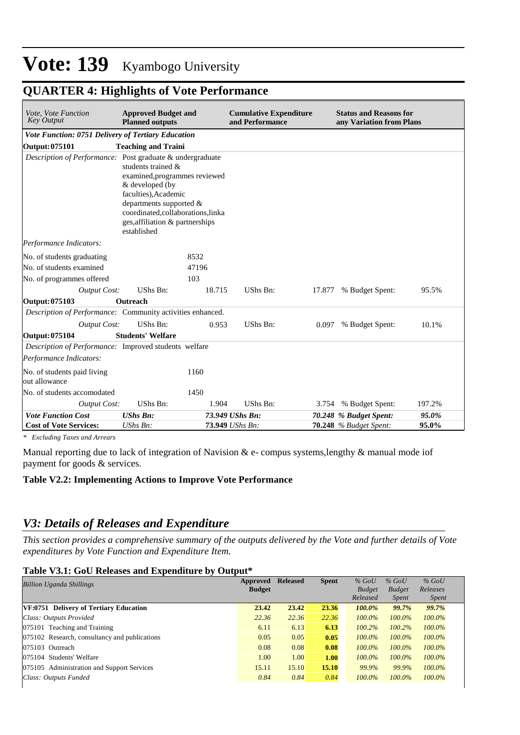# Vote: 139 Kyambogo University

## QUARTER 4: Highlights of Vote Performance

| *Vote, Vote Function Key Output* | **Approved Budget and Planned outputs** | | **Cumulative Expenditure and Performance** | | **Status and Reasons for any Variation from Plans** | |
|---|---|---|---|---|---|---|
| ***Vote Function: 0751 Delivery of Tertiary Education*** | | | | | | |
| **Output: 075101** | **Teaching and Traini** | | | | | |
| *Description of Performance:* | Post graduate & undergraduate students trained & examined,programmes reviewed & developed (by faculties),Academic departments supported & coordinated,collaborations,linkages,affiliation & partnerships established | | | | | |
| *Performance Indicators:* | | | | | | |
| No. of students graduating | | 8532 | | | | |
| No. of students examined | | 47196 | | | | |
| No. of programmes offered | | 103 | | | | |
| *Output Cost:* | UShs Bn: | 18.715 | UShs Bn: | 17.877 | % Budget Spent: | 95.5% |
| **Output: 075103** | **Outreach** | | | | | |
| *Description of Performance:* | Community activities enhanced. | | | | | |
| *Output Cost:* | UShs Bn: | 0.953 | UShs Bn: | 0.097 | % Budget Spent: | 10.1% |
| **Output: 075104** | **Students' Welfare** | | | | | |
| *Description of Performance:* | Improved students welfare | | | | | |
| *Performance Indicators:* | | | | | | |
| No. of students paid living out allowance | | 1160 | | | | |
| No. of students accomodated | | 1450 | | | | |
| *Output Cost:* | UShs Bn: | 1.904 | UShs Bn: | 3.754 | % Budget Spent: | 197.2% |
| ***Vote Function Cost*** | ***UShs Bn:*** | ***73.949*** | ***UShs Bn:*** | ***70.248*** | ***% Budget Spent:*** | ***95.0%*** |
| **Cost of Vote Services:** | *UShs Bn:* | **73.949** | *UShs Bn:* | **70.248** | *% Budget Spent:* | **95.0%** |

*\* Excluding Taxes and Arrears*

Manual reporting due to lack of integration of Navision & e- compus systems,lengthy & manual mode iof payment for goods & services.

**Table V2.2: Implementing Actions to Improve Vote Performance**

## *V3: Details of Releases and Expenditure*

*This section provides a comprehensive summary of the outputs delivered by the Vote and further details of Vote expenditures by Vote Function and Expenditure Item.*

**Table V3.1: GoU Releases and Expenditure by Output***

| *Billion Uganda Shillings* | **Approved Budget** | **Released** | **Spent** | *% GoU Budget Released* | *% GoU Budget Spent* | *% GoU Releases Spent* |
|---|---|---|---|---|---|---|
| **VF:0751 Delivery of Tertiary Education** | **23.42** | **23.42** | **23.36** | ***100.0%*** | ***99.7%*** | ***99.7%*** |
| *Class: Outputs Provided* | *22.36* | *22.36* | *22.36* | *100.0%* | *100.0%* | *100.0%* |
| 075101 Teaching and Training | 6.11 | 6.13 | **6.13** | *100.2%* | *100.2%* | *100.0%* |
| 075102 Research, consultancy and publications | 0.05 | 0.05 | **0.05** | *100.0%* | *100.0%* | *100.0%* |
| 075103 Outreach | 0.08 | 0.08 | **0.08** | *100.0%* | *100.0%* | *100.0%* |
| 075104 Students' Welfare | 1.00 | 1.00 | **1.00** | *100.0%* | *100.0%* | *100.0%* |
| 075105 Administration and Support Services | 15.11 | 15.10 | **15.10** | *99.9%* | *99.9%* | *100.0%* |
| *Class: Outputs Funded* | *0.84* | *0.84* | *0.84* | *100.0%* | *100.0%* | *100.0%* |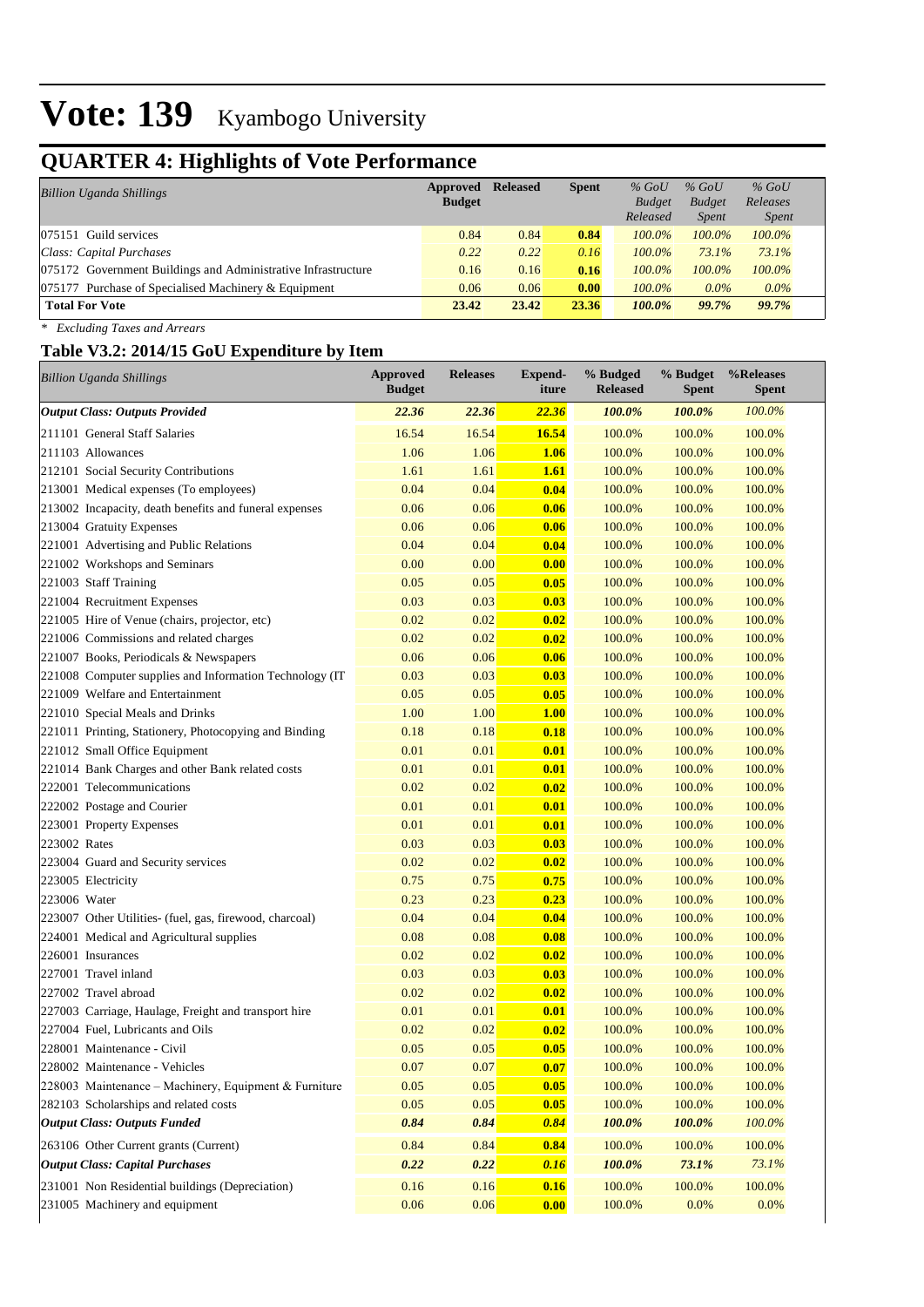# Vote: 139 Kyambogo University

## QUARTER 4: Highlights of Vote Performance

| *Billion Uganda Shillings* | Approved Budget | Released | Spent | *% GoU Budget Released* | *% GoU Budget Spent* | *% GoU Releases Spent* |
|---|---|---|---|---|---|---|
| 075151 Guild services | 0.84 | 0.84 | **0.84** | *100.0%* | *100.0%* | *100.0%* |
| *Class: Capital Purchases* | *0.22* | *0.22* | *0.16* | *100.0%* | *73.1%* | *73.1%* |
| 075172 Government Buildings and Administrative Infrastructure | 0.16 | 0.16 | **0.16** | *100.0%* | *100.0%* | *100.0%* |
| 075177 Purchase of Specialised Machinery & Equipment | 0.06 | 0.06 | **0.00** | *100.0%* | *0.0%* | *0.0%* |
| **Total For Vote** | **23.42** | **23.42** | **23.36** | ***100.0%*** | ***99.7%*** | ***99.7%*** |

*\* Excluding Taxes and Arrears*

### Table V3.2: 2014/15 GoU Expenditure by Item

| *Billion Uganda Shillings* | Approved Budget | Releases | Expend-iture | % Budged Released | % Budget Spent | %Releases Spent |
|---|---|---|---|---|---|---|
| ***Output Class: Outputs Provided*** | ***22.36*** | ***22.36*** | ***22.36*** | ***100.0%*** | ***100.0%*** | *100.0%* |
| 211101 General Staff Salaries | 16.54 | 16.54 | **16.54** | 100.0% | 100.0% | 100.0% |
| 211103 Allowances | 1.06 | 1.06 | **1.06** | 100.0% | 100.0% | 100.0% |
| 212101 Social Security Contributions | 1.61 | 1.61 | **1.61** | 100.0% | 100.0% | 100.0% |
| 213001 Medical expenses (To employees) | 0.04 | 0.04 | **0.04** | 100.0% | 100.0% | 100.0% |
| 213002 Incapacity, death benefits and funeral expenses | 0.06 | 0.06 | **0.06** | 100.0% | 100.0% | 100.0% |
| 213004 Gratuity Expenses | 0.06 | 0.06 | **0.06** | 100.0% | 100.0% | 100.0% |
| 221001 Advertising and Public Relations | 0.04 | 0.04 | **0.04** | 100.0% | 100.0% | 100.0% |
| 221002 Workshops and Seminars | 0.00 | 0.00 | **0.00** | 100.0% | 100.0% | 100.0% |
| 221003 Staff Training | 0.05 | 0.05 | **0.05** | 100.0% | 100.0% | 100.0% |
| 221004 Recruitment Expenses | 0.03 | 0.03 | **0.03** | 100.0% | 100.0% | 100.0% |
| 221005 Hire of Venue (chairs, projector, etc) | 0.02 | 0.02 | **0.02** | 100.0% | 100.0% | 100.0% |
| 221006 Commissions and related charges | 0.02 | 0.02 | **0.02** | 100.0% | 100.0% | 100.0% |
| 221007 Books, Periodicals & Newspapers | 0.06 | 0.06 | **0.06** | 100.0% | 100.0% | 100.0% |
| 221008 Computer supplies and Information Technology (IT | 0.03 | 0.03 | **0.03** | 100.0% | 100.0% | 100.0% |
| 221009 Welfare and Entertainment | 0.05 | 0.05 | **0.05** | 100.0% | 100.0% | 100.0% |
| 221010 Special Meals and Drinks | 1.00 | 1.00 | **1.00** | 100.0% | 100.0% | 100.0% |
| 221011 Printing, Stationery, Photocopying and Binding | 0.18 | 0.18 | **0.18** | 100.0% | 100.0% | 100.0% |
| 221012 Small Office Equipment | 0.01 | 0.01 | **0.01** | 100.0% | 100.0% | 100.0% |
| 221014 Bank Charges and other Bank related costs | 0.01 | 0.01 | **0.01** | 100.0% | 100.0% | 100.0% |
| 222001 Telecommunications | 0.02 | 0.02 | **0.02** | 100.0% | 100.0% | 100.0% |
| 222002 Postage and Courier | 0.01 | 0.01 | **0.01** | 100.0% | 100.0% | 100.0% |
| 223001 Property Expenses | 0.01 | 0.01 | **0.01** | 100.0% | 100.0% | 100.0% |
| 223002 Rates | 0.03 | 0.03 | **0.03** | 100.0% | 100.0% | 100.0% |
| 223004 Guard and Security services | 0.02 | 0.02 | **0.02** | 100.0% | 100.0% | 100.0% |
| 223005 Electricity | 0.75 | 0.75 | **0.75** | 100.0% | 100.0% | 100.0% |
| 223006 Water | 0.23 | 0.23 | **0.23** | 100.0% | 100.0% | 100.0% |
| 223007 Other Utilities- (fuel, gas, firewood, charcoal) | 0.04 | 0.04 | **0.04** | 100.0% | 100.0% | 100.0% |
| 224001 Medical and Agricultural supplies | 0.08 | 0.08 | **0.08** | 100.0% | 100.0% | 100.0% |
| 226001 Insurances | 0.02 | 0.02 | **0.02** | 100.0% | 100.0% | 100.0% |
| 227001 Travel inland | 0.03 | 0.03 | **0.03** | 100.0% | 100.0% | 100.0% |
| 227002 Travel abroad | 0.02 | 0.02 | **0.02** | 100.0% | 100.0% | 100.0% |
| 227003 Carriage, Haulage, Freight and transport hire | 0.01 | 0.01 | **0.01** | 100.0% | 100.0% | 100.0% |
| 227004 Fuel, Lubricants and Oils | 0.02 | 0.02 | **0.02** | 100.0% | 100.0% | 100.0% |
| 228001 Maintenance - Civil | 0.05 | 0.05 | **0.05** | 100.0% | 100.0% | 100.0% |
| 228002 Maintenance - Vehicles | 0.07 | 0.07 | **0.07** | 100.0% | 100.0% | 100.0% |
| 228003 Maintenance – Machinery, Equipment & Furniture | 0.05 | 0.05 | **0.05** | 100.0% | 100.0% | 100.0% |
| 282103 Scholarships and related costs | 0.05 | 0.05 | **0.05** | 100.0% | 100.0% | 100.0% |
| ***Output Class: Outputs Funded*** | ***0.84*** | ***0.84*** | ***0.84*** | ***100.0%*** | ***100.0%*** | *100.0%* |
| 263106 Other Current grants (Current) | 0.84 | 0.84 | **0.84** | 100.0% | 100.0% | 100.0% |
| ***Output Class: Capital Purchases*** | ***0.22*** | ***0.22*** | ***0.16*** | ***100.0%*** | ***73.1%*** | *73.1%* |
| 231001 Non Residential buildings (Depreciation) | 0.16 | 0.16 | **0.16** | 100.0% | 100.0% | 100.0% |
| 231005 Machinery and equipment | 0.06 | 0.06 | **0.00** | 100.0% | 0.0% | 0.0% |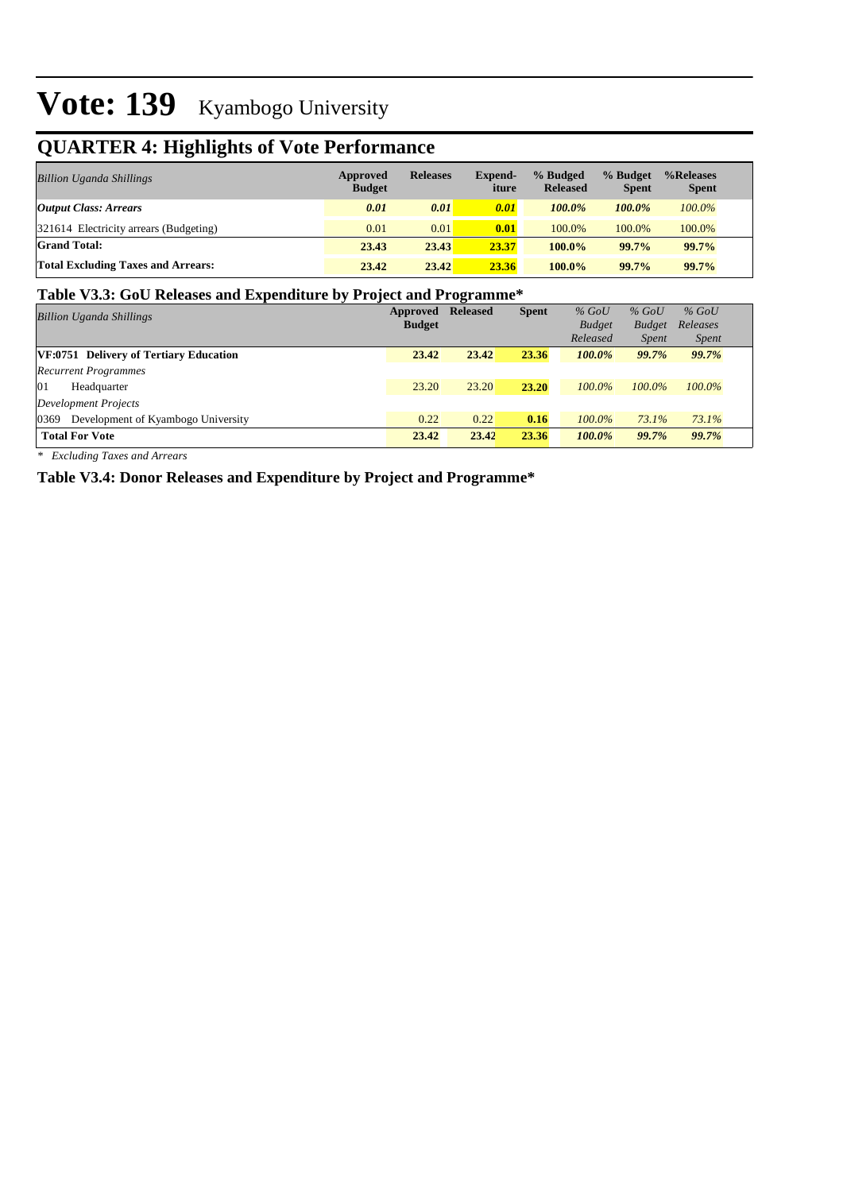# Vote: 139 Kyambogo University

## QUARTER 4: Highlights of Vote Performance

| *Billion Uganda Shillings* | Approved Budget | Releases | Expend-iture | % Budged Released | % Budget Spent | %Releases Spent |
|---|---|---|---|---|---|---|
| ***Output Class: Arrears*** | ***0.01*** | ***0.01*** | ***0.01*** | ***100.0%*** | ***100.0%*** | *100.0%* |
| 321614 Electricity arrears (Budgeting) | 0.01 | 0.01 | **0.01** | 100.0% | 100.0% | 100.0% |
| **Grand Total:** | **23.43** | **23.43** | **23.37** | **100.0%** | **99.7%** | **99.7%** |
| **Total Excluding Taxes and Arrears:** | **23.42** | **23.42** | **23.36** | **100.0%** | **99.7%** | **99.7%** |

### Table V3.3: GoU Releases and Expenditure by Project and Programme*

| *Billion Uganda Shillings* | Approved Budget | Released | Spent | *% GoU Budget Released* | *% GoU Budget Spent* | *% GoU Releases Spent* |
|---|---|---|---|---|---|---|
| **VF:0751 Delivery of Tertiary Education** | **23.42** | **23.42** | **23.36** | ***100.0%*** | ***99.7%*** | ***99.7%*** |
| *Recurrent Programmes* | | | | | | |
| 01 Headquarter | 23.20 | 23.20 | **23.20** | *100.0%* | *100.0%* | *100.0%* |
| *Development Projects* | | | | | | |
| 0369 Development of Kyambogo University | 0.22 | 0.22 | **0.16** | *100.0%* | *73.1%* | *73.1%* |
| **Total For Vote** | **23.42** | **23.42** | **23.36** | ***100.0%*** | ***99.7%*** | ***99.7%*** |

*\* Excluding Taxes and Arrears*

### Table V3.4: Donor Releases and Expenditure by Project and Programme*